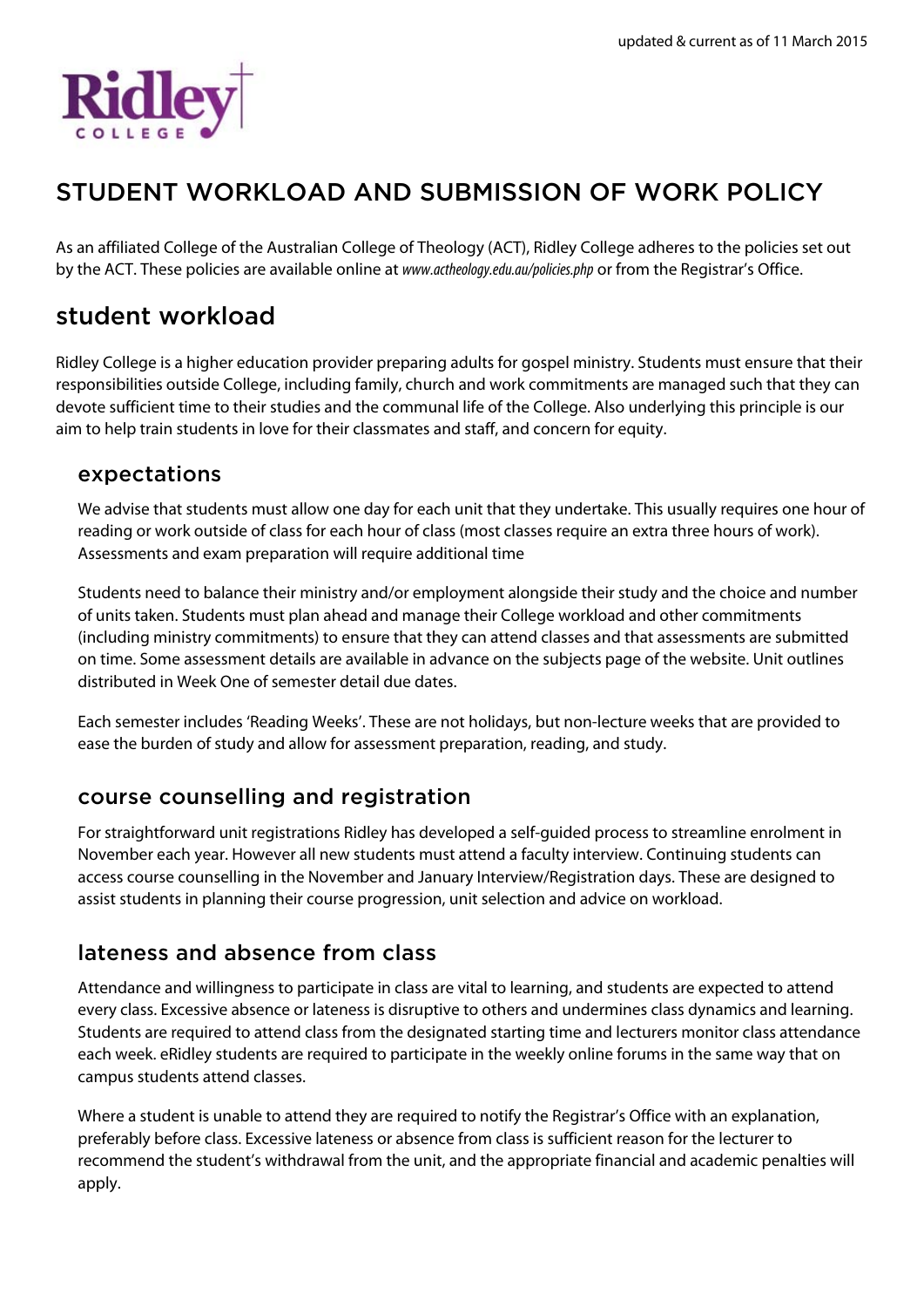updated & current as of 11 March 2015

Ridley COLLEGE

# STUDENT WORKLOAD AND SUBMISSION OF WORK POLICY

As an affiliated College of the Australian College of Theology (ACT), Ridley College adheres to the policies set out by the ACT. These policies are available online at *www.actheology.edu.au/policies.php* or from the Registrar's Office.

## student workload

Ridley College is a higher education provider preparing adults for gospel ministry. Students must ensure that their responsibilities outside College, including family, church and work commitments are managed such that they can devote sufficient time to their studies and the communal life of the College. Also underlying this principle is our aim to help train students in love for their classmates and staff, and concern for equity.

### expectations

We advise that students must allow one day for each unit that they undertake. This usually requires one hour of reading or work outside of class for each hour of class (most classes require an extra three hours of work). Assessments and exam preparation will require additional time

Students need to balance their ministry and/or employment alongside their study and the choice and number of units taken. Students must plan ahead and manage their College workload and other commitments (including ministry commitments) to ensure that they can attend classes and that assessments are submitted on time. Some assessment details are available in advance on the subjects page of the website. Unit outlines distributed in Week One of semester detail due dates.

Each semester includes 'Reading Weeks'. These are not holidays, but non-lecture weeks that are provided to ease the burden of study and allow for assessment preparation, reading, and study.

### course counselling and registration

For straightforward unit registrations Ridley has developed a self-guided process to streamline enrolment in November each year. However all new students must attend a faculty interview. Continuing students can access course counselling in the November and January Interview/Registration days. These are designed to assist students in planning their course progression, unit selection and advice on workload.

### lateness and absence from class

Attendance and willingness to participate in class are vital to learning, and students are expected to attend every class. Excessive absence or lateness is disruptive to others and undermines class dynamics and learning. Students are required to attend class from the designated starting time and lecturers monitor class attendance each week. eRidley students are required to participate in the weekly online forums in the same way that on campus students attend classes.

Where a student is unable to attend they are required to notify the Registrar's Office with an explanation, preferably before class. Excessive lateness or absence from class is sufficient reason for the lecturer to recommend the student's withdrawal from the unit, and the appropriate financial and academic penalties will apply.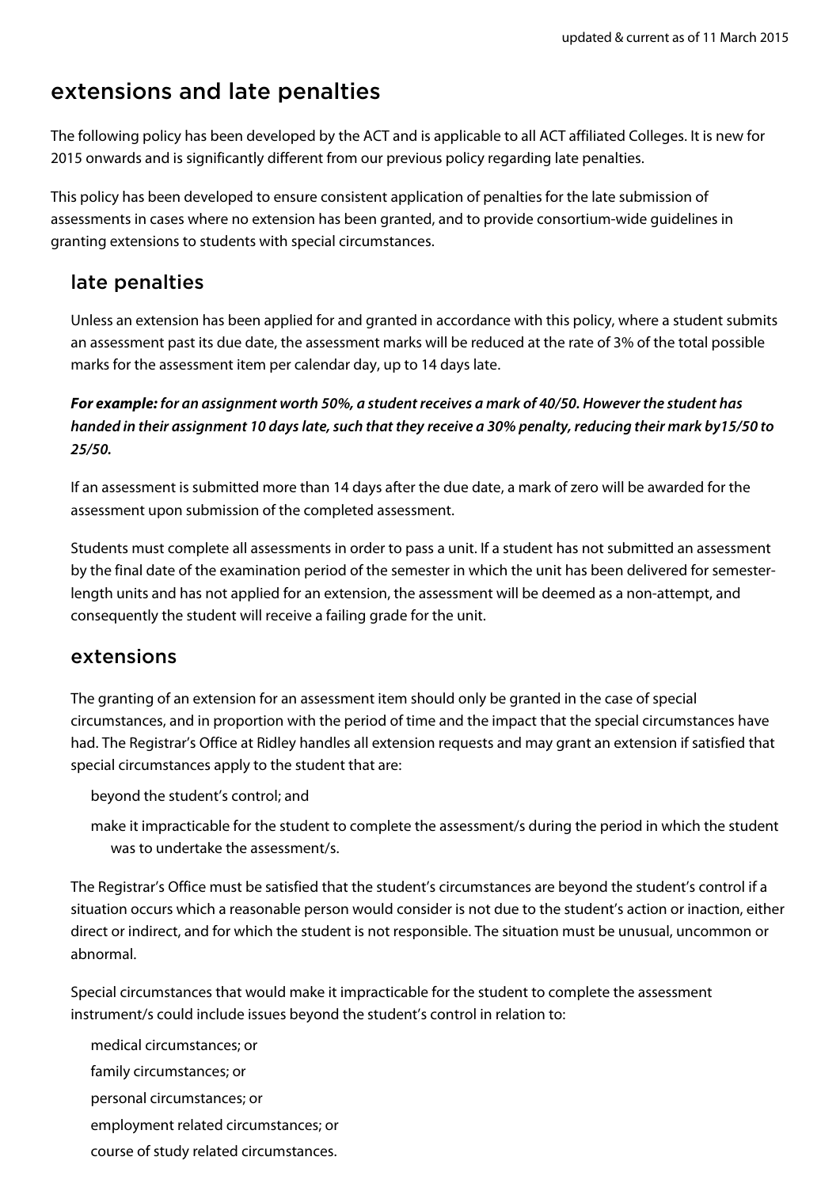updated & current as of 11 March 2015

## extensions and late penalties

The following policy has been developed by the ACT and is applicable to all ACT affiliated Colleges. It is new for 2015 onwards and is significantly different from our previous policy regarding late penalties.

This policy has been developed to ensure consistent application of penalties for the late submission of assessments in cases where no extension has been granted, and to provide consortium-wide guidelines in granting extensions to students with special circumstances.

### late penalties

Unless an extension has been applied for and granted in accordance with this policy, where a student submits an assessment past its due date, the assessment marks will be reduced at the rate of 3% of the total possible marks for the assessment item per calendar day, up to 14 days late.

***For example:** for an assignment worth 50%, a student receives a mark of 40/50. However the student has handed in their assignment 10 days late, such that they receive a 30% penalty, reducing their mark by15/50 to 25/50.*

If an assessment is submitted more than 14 days after the due date, a mark of zero will be awarded for the assessment upon submission of the completed assessment.

Students must complete all assessments in order to pass a unit. If a student has not submitted an assessment by the final date of the examination period of the semester in which the unit has been delivered for semester-length units and has not applied for an extension, the assessment will be deemed as a non-attempt, and consequently the student will receive a failing grade for the unit.

### extensions

The granting of an extension for an assessment item should only be granted in the case of special circumstances, and in proportion with the period of time and the impact that the special circumstances have had. The Registrar's Office at Ridley handles all extension requests and may grant an extension if satisfied that special circumstances apply to the student that are:

- beyond the student's control; and
- make it impracticable for the student to complete the assessment/s during the period in which the student was to undertake the assessment/s.

The Registrar's Office must be satisfied that the student's circumstances are beyond the student's control if a situation occurs which a reasonable person would consider is not due to the student's action or inaction, either direct or indirect, and for which the student is not responsible. The situation must be unusual, uncommon or abnormal.

Special circumstances that would make it impracticable for the student to complete the assessment instrument/s could include issues beyond the student's control in relation to:

- medical circumstances; or
- family circumstances; or
- personal circumstances; or
- employment related circumstances; or
- course of study related circumstances.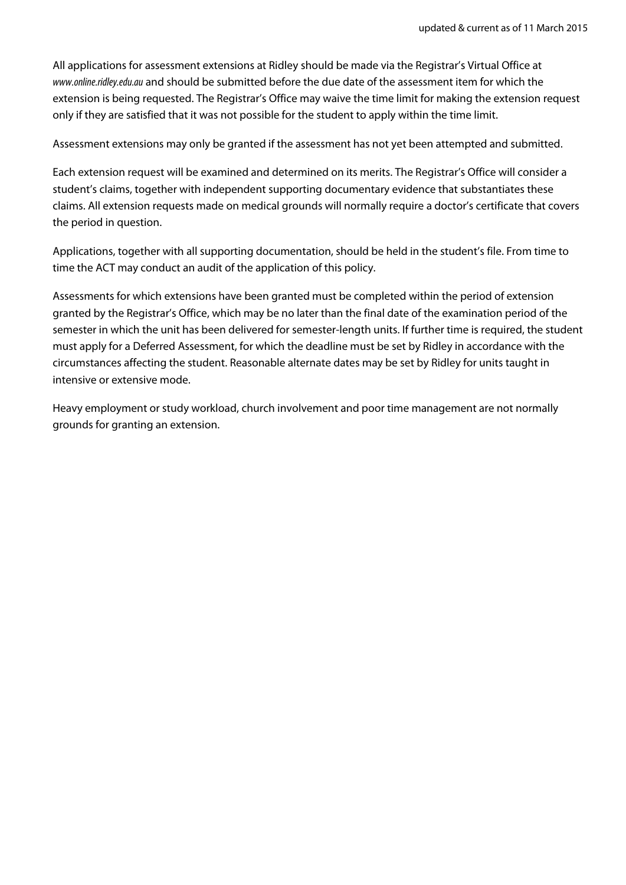All applications for assessment extensions at Ridley should be made via the Registrar's Virtual Office at *www.online.ridley.edu.au* and should be submitted before the due date of the assessment item for which the extension is being requested. The Registrar's Office may waive the time limit for making the extension request only if they are satisfied that it was not possible for the student to apply within the time limit.

Assessment extensions may only be granted if the assessment has not yet been attempted and submitted.

Each extension request will be examined and determined on its merits. The Registrar's Office will consider a student's claims, together with independent supporting documentary evidence that substantiates these claims. All extension requests made on medical grounds will normally require a doctor's certificate that covers the period in question.

Applications, together with all supporting documentation, should be held in the student's file. From time to time the ACT may conduct an audit of the application of this policy.

Assessments for which extensions have been granted must be completed within the period of extension granted by the Registrar's Office, which may be no later than the final date of the examination period of the semester in which the unit has been delivered for semester-length units. If further time is required, the student must apply for a Deferred Assessment, for which the deadline must be set by Ridley in accordance with the circumstances affecting the student. Reasonable alternate dates may be set by Ridley for units taught in intensive or extensive mode.

Heavy employment or study workload, church involvement and poor time management are not normally grounds for granting an extension.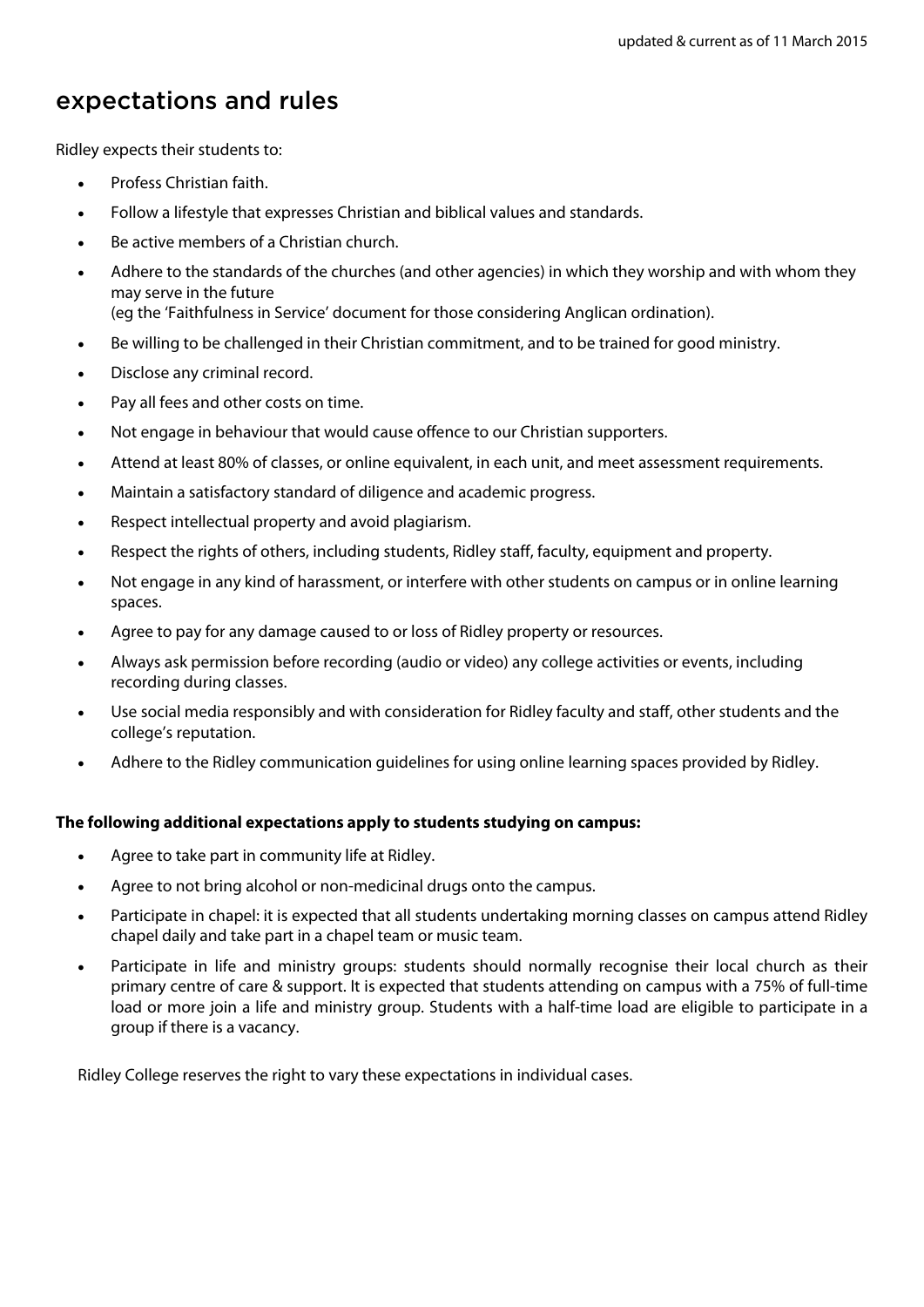updated & current as of 11 March 2015

## expectations and rules

Ridley expects their students to:

- Profess Christian faith.
- Follow a lifestyle that expresses Christian and biblical values and standards.
- Be active members of a Christian church.
- Adhere to the standards of the churches (and other agencies) in which they worship and with whom they may serve in the future
  (eg the 'Faithfulness in Service' document for those considering Anglican ordination).
- Be willing to be challenged in their Christian commitment, and to be trained for good ministry.
- Disclose any criminal record.
- Pay all fees and other costs on time.
- Not engage in behaviour that would cause offence to our Christian supporters.
- Attend at least 80% of classes, or online equivalent, in each unit, and meet assessment requirements.
- Maintain a satisfactory standard of diligence and academic progress.
- Respect intellectual property and avoid plagiarism.
- Respect the rights of others, including students, Ridley staff, faculty, equipment and property.
- Not engage in any kind of harassment, or interfere with other students on campus or in online learning spaces.
- Agree to pay for any damage caused to or loss of Ridley property or resources.
- Always ask permission before recording (audio or video) any college activities or events, including recording during classes.
- Use social media responsibly and with consideration for Ridley faculty and staff, other students and the college's reputation.
- Adhere to the Ridley communication guidelines for using online learning spaces provided by Ridley.

**The following additional expectations apply to students studying on campus:**

- Agree to take part in community life at Ridley.
- Agree to not bring alcohol or non-medicinal drugs onto the campus.
- Participate in chapel: it is expected that all students undertaking morning classes on campus attend Ridley chapel daily and take part in a chapel team or music team.
- Participate in life and ministry groups: students should normally recognise their local church as their primary centre of care & support. It is expected that students attending on campus with a 75% of full-time load or more join a life and ministry group. Students with a half-time load are eligible to participate in a group if there is a vacancy.

Ridley College reserves the right to vary these expectations in individual cases.